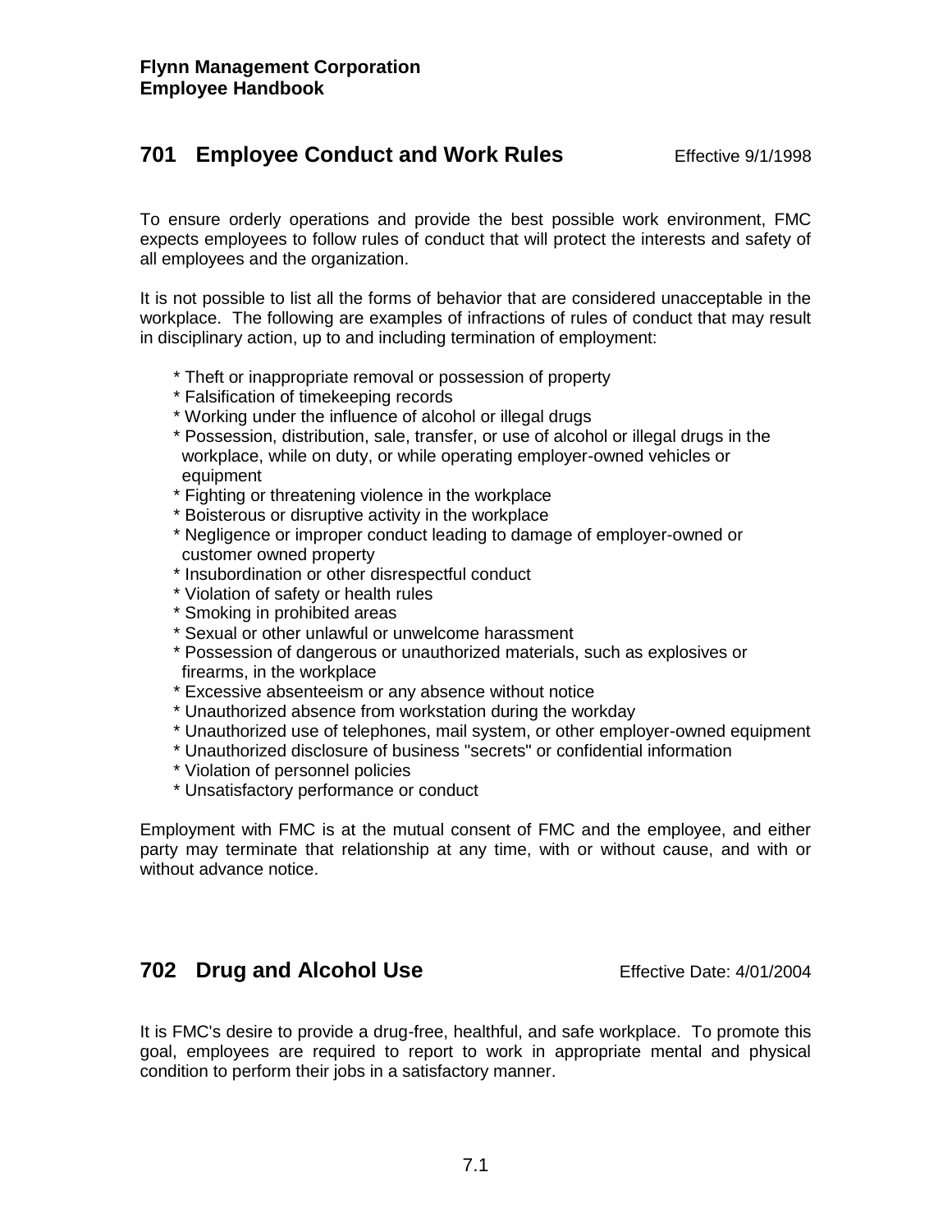**Flynn Management Corporation**
**Employee Handbook**

## 701 Employee Conduct and Work Rules

Effective 9/1/1998

To ensure orderly operations and provide the best possible work environment, FMC expects employees to follow rules of conduct that will protect the interests and safety of all employees and the organization.

It is not possible to list all the forms of behavior that are considered unacceptable in the workplace. The following are examples of infractions of rules of conduct that may result in disciplinary action, up to and including termination of employment:

* Theft or inappropriate removal or possession of property
* Falsification of timekeeping records
* Working under the influence of alcohol or illegal drugs
* Possession, distribution, sale, transfer, or use of alcohol or illegal drugs in the workplace, while on duty, or while operating employer-owned vehicles or equipment
* Fighting or threatening violence in the workplace
* Boisterous or disruptive activity in the workplace
* Negligence or improper conduct leading to damage of employer-owned or customer owned property
* Insubordination or other disrespectful conduct
* Violation of safety or health rules
* Smoking in prohibited areas
* Sexual or other unlawful or unwelcome harassment
* Possession of dangerous or unauthorized materials, such as explosives or firearms, in the workplace
* Excessive absenteeism or any absence without notice
* Unauthorized absence from workstation during the workday
* Unauthorized use of telephones, mail system, or other employer-owned equipment
* Unauthorized disclosure of business "secrets" or confidential information
* Violation of personnel policies
* Unsatisfactory performance or conduct

Employment with FMC is at the mutual consent of FMC and the employee, and either party may terminate that relationship at any time, with or without cause, and with or without advance notice.

## 702 Drug and Alcohol Use

Effective Date: 4/01/2004

It is FMC's desire to provide a drug-free, healthful, and safe workplace. To promote this goal, employees are required to report to work in appropriate mental and physical condition to perform their jobs in a satisfactory manner.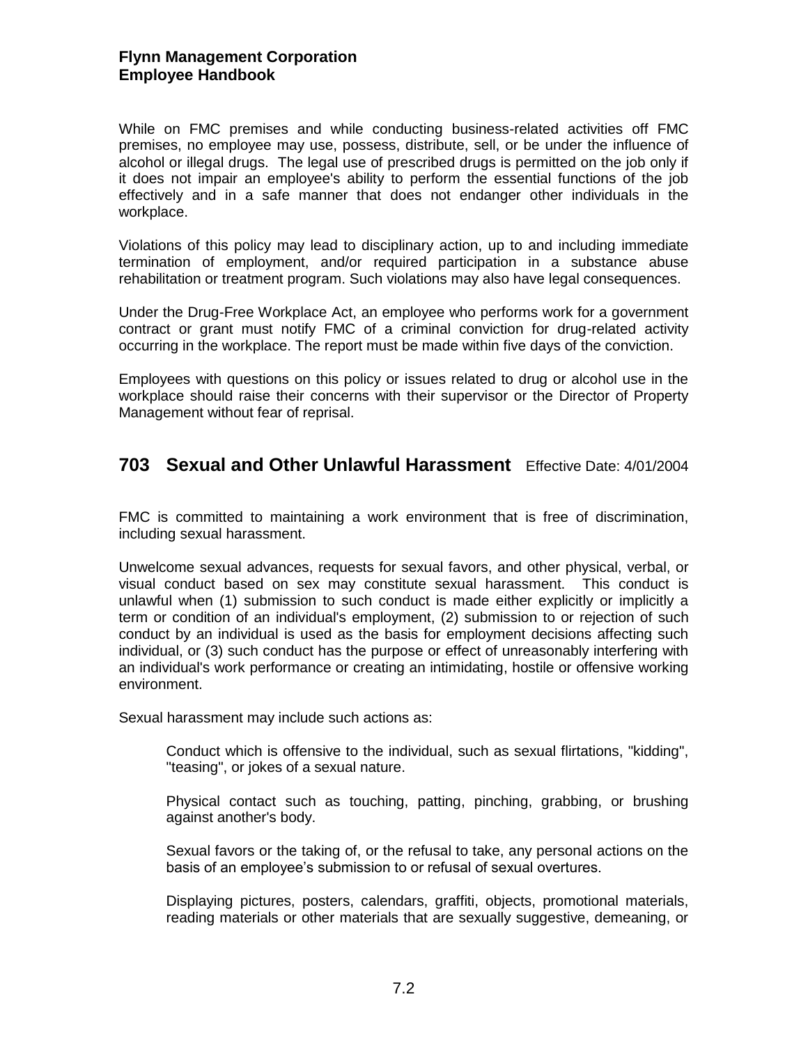While on FMC premises and while conducting business-related activities off FMC premises, no employee may use, possess, distribute, sell, or be under the influence of alcohol or illegal drugs. The legal use of prescribed drugs is permitted on the job only if it does not impair an employee's ability to perform the essential functions of the job effectively and in a safe manner that does not endanger other individuals in the workplace.

Violations of this policy may lead to disciplinary action, up to and including immediate termination of employment, and/or required participation in a substance abuse rehabilitation or treatment program. Such violations may also have legal consequences.

Under the Drug-Free Workplace Act, an employee who performs work for a government contract or grant must notify FMC of a criminal conviction for drug-related activity occurring in the workplace. The report must be made within five days of the conviction.

Employees with questions on this policy or issues related to drug or alcohol use in the workplace should raise their concerns with their supervisor or the Director of Property Management without fear of reprisal.

## 703 Sexual and Other Unlawful Harassment

Effective Date: 4/01/2004

FMC is committed to maintaining a work environment that is free of discrimination, including sexual harassment.

Unwelcome sexual advances, requests for sexual favors, and other physical, verbal, or visual conduct based on sex may constitute sexual harassment. This conduct is unlawful when (1) submission to such conduct is made either explicitly or implicitly a term or condition of an individual's employment, (2) submission to or rejection of such conduct by an individual is used as the basis for employment decisions affecting such individual, or (3) such conduct has the purpose or effect of unreasonably interfering with an individual's work performance or creating an intimidating, hostile or offensive working environment.

Sexual harassment may include such actions as:

Conduct which is offensive to the individual, such as sexual flirtations, "kidding", "teasing", or jokes of a sexual nature.

Physical contact such as touching, patting, pinching, grabbing, or brushing against another's body.

Sexual favors or the taking of, or the refusal to take, any personal actions on the basis of an employee's submission to or refusal of sexual overtures.

Displaying pictures, posters, calendars, graffiti, objects, promotional materials, reading materials or other materials that are sexually suggestive, demeaning, or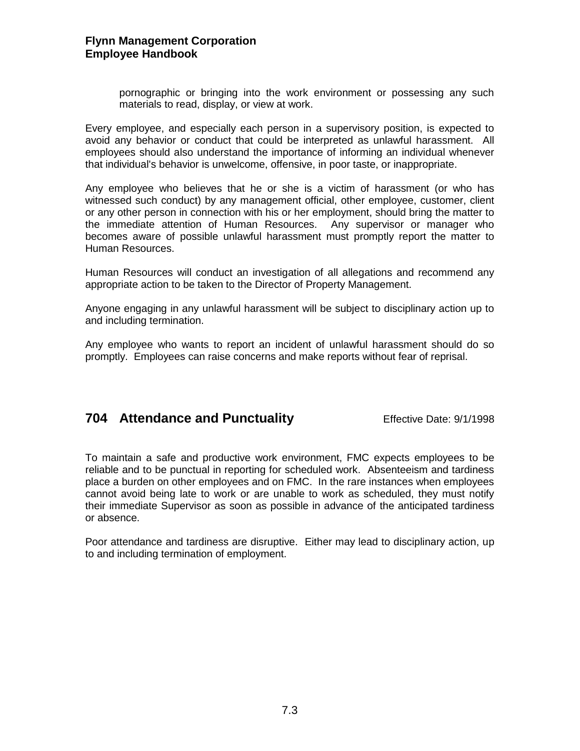pornographic or bringing into the work environment or possessing any such materials to read, display, or view at work.

Every employee, and especially each person in a supervisory position, is expected to avoid any behavior or conduct that could be interpreted as unlawful harassment. All employees should also understand the importance of informing an individual whenever that individual's behavior is unwelcome, offensive, in poor taste, or inappropriate.

Any employee who believes that he or she is a victim of harassment (or who has witnessed such conduct) by any management official, other employee, customer, client or any other person in connection with his or her employment, should bring the matter to the immediate attention of Human Resources. Any supervisor or manager who becomes aware of possible unlawful harassment must promptly report the matter to Human Resources.

Human Resources will conduct an investigation of all allegations and recommend any appropriate action to be taken to the Director of Property Management.

Anyone engaging in any unlawful harassment will be subject to disciplinary action up to and including termination.

Any employee who wants to report an incident of unlawful harassment should do so promptly. Employees can raise concerns and make reports without fear of reprisal.

## 704 Attendance and Punctuality

Effective Date: 9/1/1998

To maintain a safe and productive work environment, FMC expects employees to be reliable and to be punctual in reporting for scheduled work. Absenteeism and tardiness place a burden on other employees and on FMC. In the rare instances when employees cannot avoid being late to work or are unable to work as scheduled, they must notify their immediate Supervisor as soon as possible in advance of the anticipated tardiness or absence.

Poor attendance and tardiness are disruptive. Either may lead to disciplinary action, up to and including termination of employment.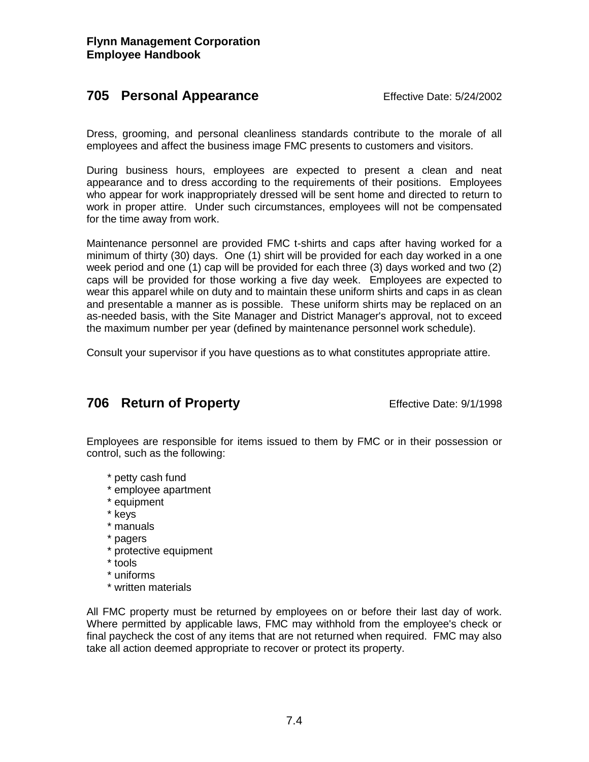## 705 Personal Appearance

Effective Date: 5/24/2002

Dress, grooming, and personal cleanliness standards contribute to the morale of all employees and affect the business image FMC presents to customers and visitors.

During business hours, employees are expected to present a clean and neat appearance and to dress according to the requirements of their positions. Employees who appear for work inappropriately dressed will be sent home and directed to return to work in proper attire. Under such circumstances, employees will not be compensated for the time away from work.

Maintenance personnel are provided FMC t-shirts and caps after having worked for a minimum of thirty (30) days. One (1) shirt will be provided for each day worked in a one week period and one (1) cap will be provided for each three (3) days worked and two (2) caps will be provided for those working a five day week. Employees are expected to wear this apparel while on duty and to maintain these uniform shirts and caps in as clean and presentable a manner as is possible. These uniform shirts may be replaced on an as-needed basis, with the Site Manager and District Manager's approval, not to exceed the maximum number per year (defined by maintenance personnel work schedule).

Consult your supervisor if you have questions as to what constitutes appropriate attire.

## 706 Return of Property

Effective Date: 9/1/1998

Employees are responsible for items issued to them by FMC or in their possession or control, such as the following:

* petty cash fund
* employee apartment
* equipment
* keys
* manuals
* pagers
* protective equipment
* tools
* uniforms
* written materials

All FMC property must be returned by employees on or before their last day of work. Where permitted by applicable laws, FMC may withhold from the employee's check or final paycheck the cost of any items that are not returned when required. FMC may also take all action deemed appropriate to recover or protect its property.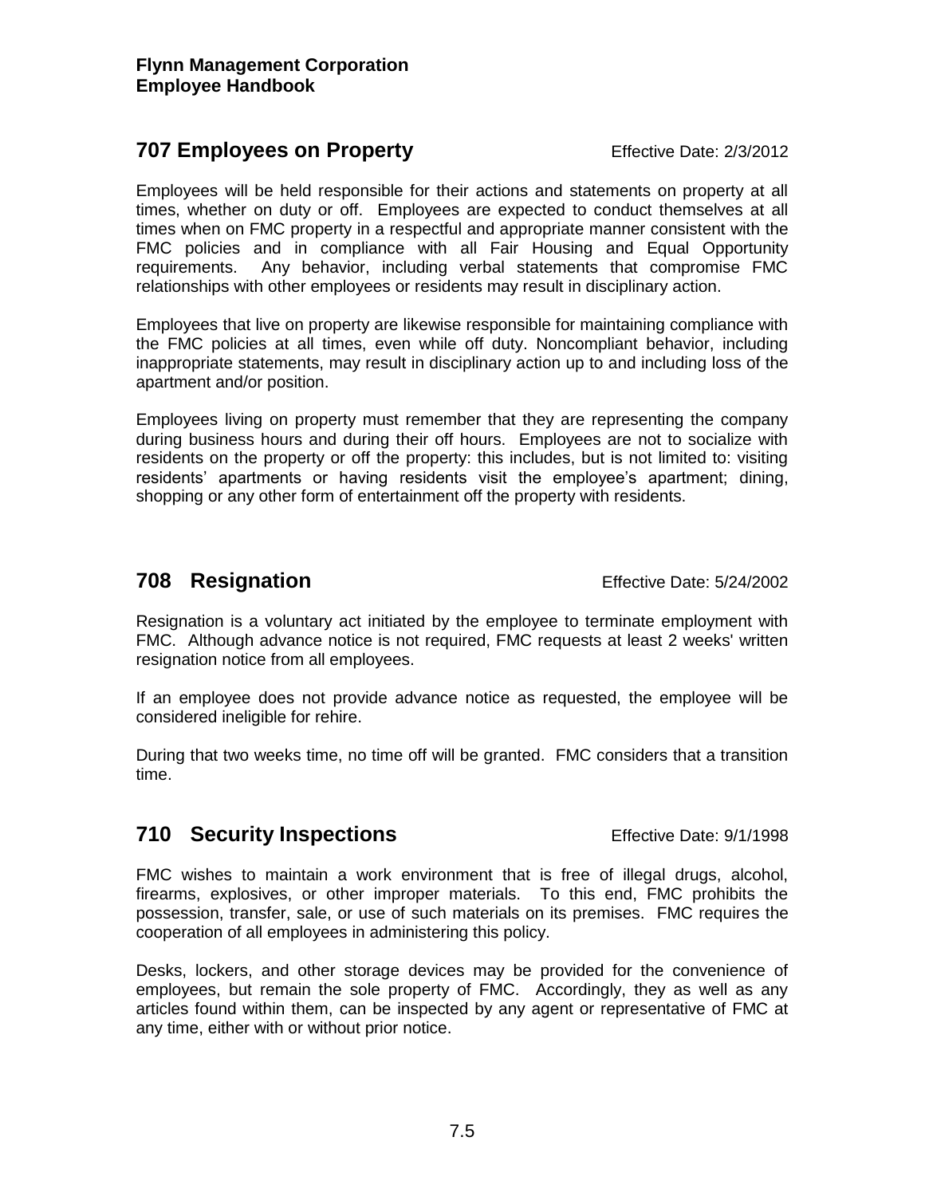## 707 Employees on Property

Effective Date: 2/3/2012

Employees will be held responsible for their actions and statements on property at all times, whether on duty or off. Employees are expected to conduct themselves at all times when on FMC property in a respectful and appropriate manner consistent with the FMC policies and in compliance with all Fair Housing and Equal Opportunity requirements. Any behavior, including verbal statements that compromise FMC relationships with other employees or residents may result in disciplinary action.

Employees that live on property are likewise responsible for maintaining compliance with the FMC policies at all times, even while off duty. Noncompliant behavior, including inappropriate statements, may result in disciplinary action up to and including loss of the apartment and/or position.

Employees living on property must remember that they are representing the company during business hours and during their off hours. Employees are not to socialize with residents on the property or off the property: this includes, but is not limited to: visiting residents' apartments or having residents visit the employee's apartment; dining, shopping or any other form of entertainment off the property with residents.

## 708 Resignation

Effective Date: 5/24/2002

Resignation is a voluntary act initiated by the employee to terminate employment with FMC. Although advance notice is not required, FMC requests at least 2 weeks' written resignation notice from all employees.

If an employee does not provide advance notice as requested, the employee will be considered ineligible for rehire.

During that two weeks time, no time off will be granted. FMC considers that a transition time.

## 710 Security Inspections

Effective Date: 9/1/1998

FMC wishes to maintain a work environment that is free of illegal drugs, alcohol, firearms, explosives, or other improper materials. To this end, FMC prohibits the possession, transfer, sale, or use of such materials on its premises. FMC requires the cooperation of all employees in administering this policy.

Desks, lockers, and other storage devices may be provided for the convenience of employees, but remain the sole property of FMC. Accordingly, they as well as any articles found within them, can be inspected by any agent or representative of FMC at any time, either with or without prior notice.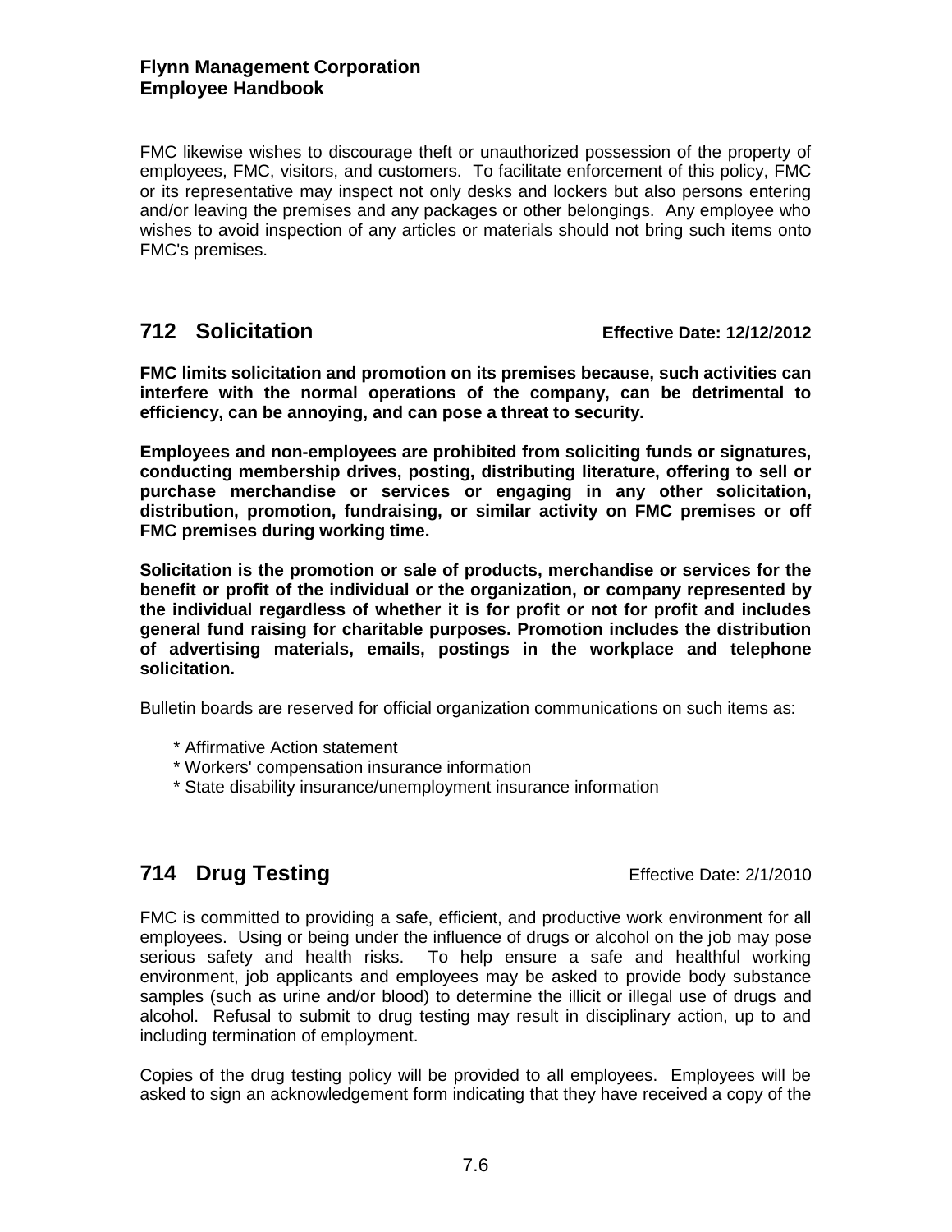FMC likewise wishes to discourage theft or unauthorized possession of the property of employees, FMC, visitors, and customers. To facilitate enforcement of this policy, FMC or its representative may inspect not only desks and lockers but also persons entering and/or leaving the premises and any packages or other belongings. Any employee who wishes to avoid inspection of any articles or materials should not bring such items onto FMC's premises.

## 712 Solicitation

**Effective Date: 12/12/2012**

**FMC limits solicitation and promotion on its premises because, such activities can interfere with the normal operations of the company, can be detrimental to efficiency, can be annoying, and can pose a threat to security.**

**Employees and non-employees are prohibited from soliciting funds or signatures, conducting membership drives, posting, distributing literature, offering to sell or purchase merchandise or services or engaging in any other solicitation, distribution, promotion, fundraising, or similar activity on FMC premises or off FMC premises during working time.**

**Solicitation is the promotion or sale of products, merchandise or services for the benefit or profit of the individual or the organization, or company represented by the individual regardless of whether it is for profit or not for profit and includes general fund raising for charitable purposes. Promotion includes the distribution of advertising materials, emails, postings in the workplace and telephone solicitation.**

Bulletin boards are reserved for official organization communications on such items as:

* Affirmative Action statement
* Workers' compensation insurance information
* State disability insurance/unemployment insurance information

## 714 Drug Testing

Effective Date: 2/1/2010

FMC is committed to providing a safe, efficient, and productive work environment for all employees. Using or being under the influence of drugs or alcohol on the job may pose serious safety and health risks. To help ensure a safe and healthful working environment, job applicants and employees may be asked to provide body substance samples (such as urine and/or blood) to determine the illicit or illegal use of drugs and alcohol. Refusal to submit to drug testing may result in disciplinary action, up to and including termination of employment.

Copies of the drug testing policy will be provided to all employees. Employees will be asked to sign an acknowledgement form indicating that they have received a copy of the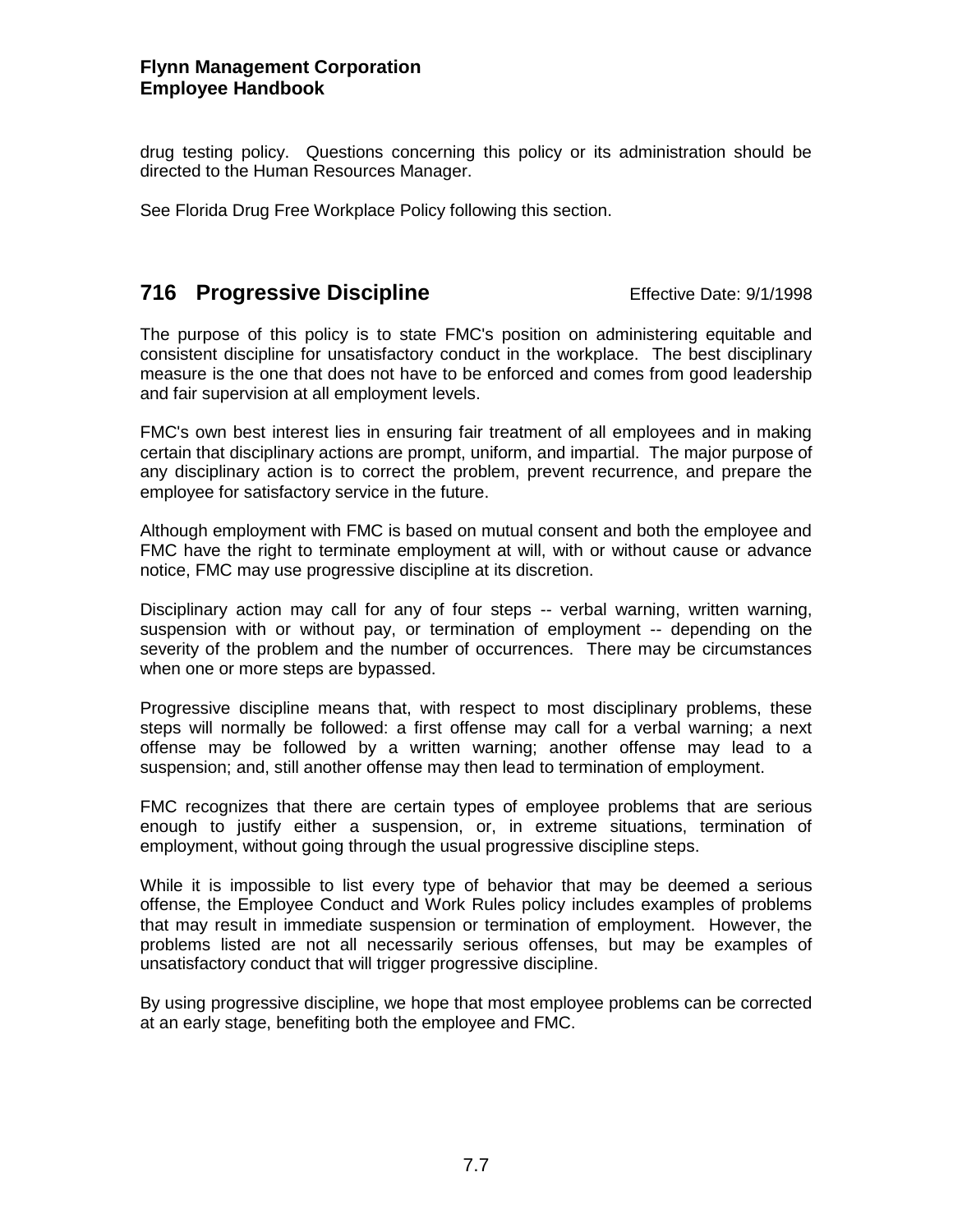drug testing policy. Questions concerning this policy or its administration should be directed to the Human Resources Manager.

See Florida Drug Free Workplace Policy following this section.

## 716 Progressive Discipline

Effective Date: 9/1/1998

The purpose of this policy is to state FMC's position on administering equitable and consistent discipline for unsatisfactory conduct in the workplace. The best disciplinary measure is the one that does not have to be enforced and comes from good leadership and fair supervision at all employment levels.

FMC's own best interest lies in ensuring fair treatment of all employees and in making certain that disciplinary actions are prompt, uniform, and impartial. The major purpose of any disciplinary action is to correct the problem, prevent recurrence, and prepare the employee for satisfactory service in the future.

Although employment with FMC is based on mutual consent and both the employee and FMC have the right to terminate employment at will, with or without cause or advance notice, FMC may use progressive discipline at its discretion.

Disciplinary action may call for any of four steps -- verbal warning, written warning, suspension with or without pay, or termination of employment -- depending on the severity of the problem and the number of occurrences. There may be circumstances when one or more steps are bypassed.

Progressive discipline means that, with respect to most disciplinary problems, these steps will normally be followed: a first offense may call for a verbal warning; a next offense may be followed by a written warning; another offense may lead to a suspension; and, still another offense may then lead to termination of employment.

FMC recognizes that there are certain types of employee problems that are serious enough to justify either a suspension, or, in extreme situations, termination of employment, without going through the usual progressive discipline steps.

While it is impossible to list every type of behavior that may be deemed a serious offense, the Employee Conduct and Work Rules policy includes examples of problems that may result in immediate suspension or termination of employment. However, the problems listed are not all necessarily serious offenses, but may be examples of unsatisfactory conduct that will trigger progressive discipline.

By using progressive discipline, we hope that most employee problems can be corrected at an early stage, benefiting both the employee and FMC.